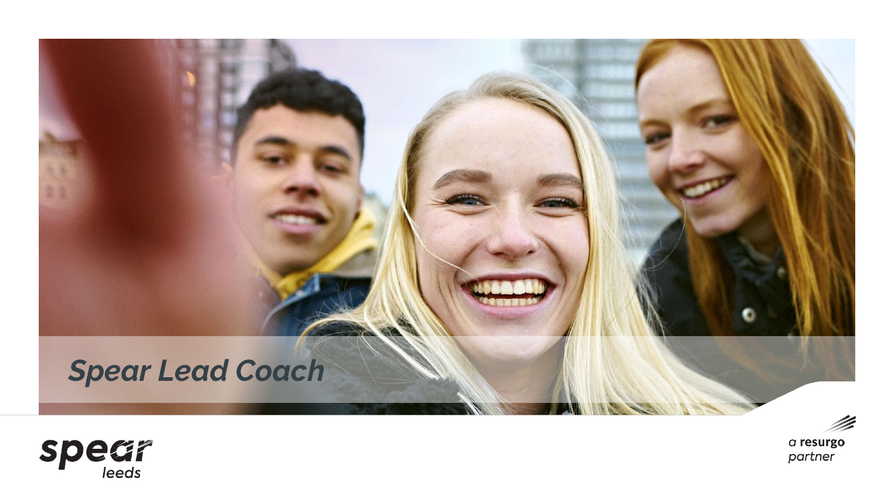# Spear Lead Coach

spear leeds

a resurgo partner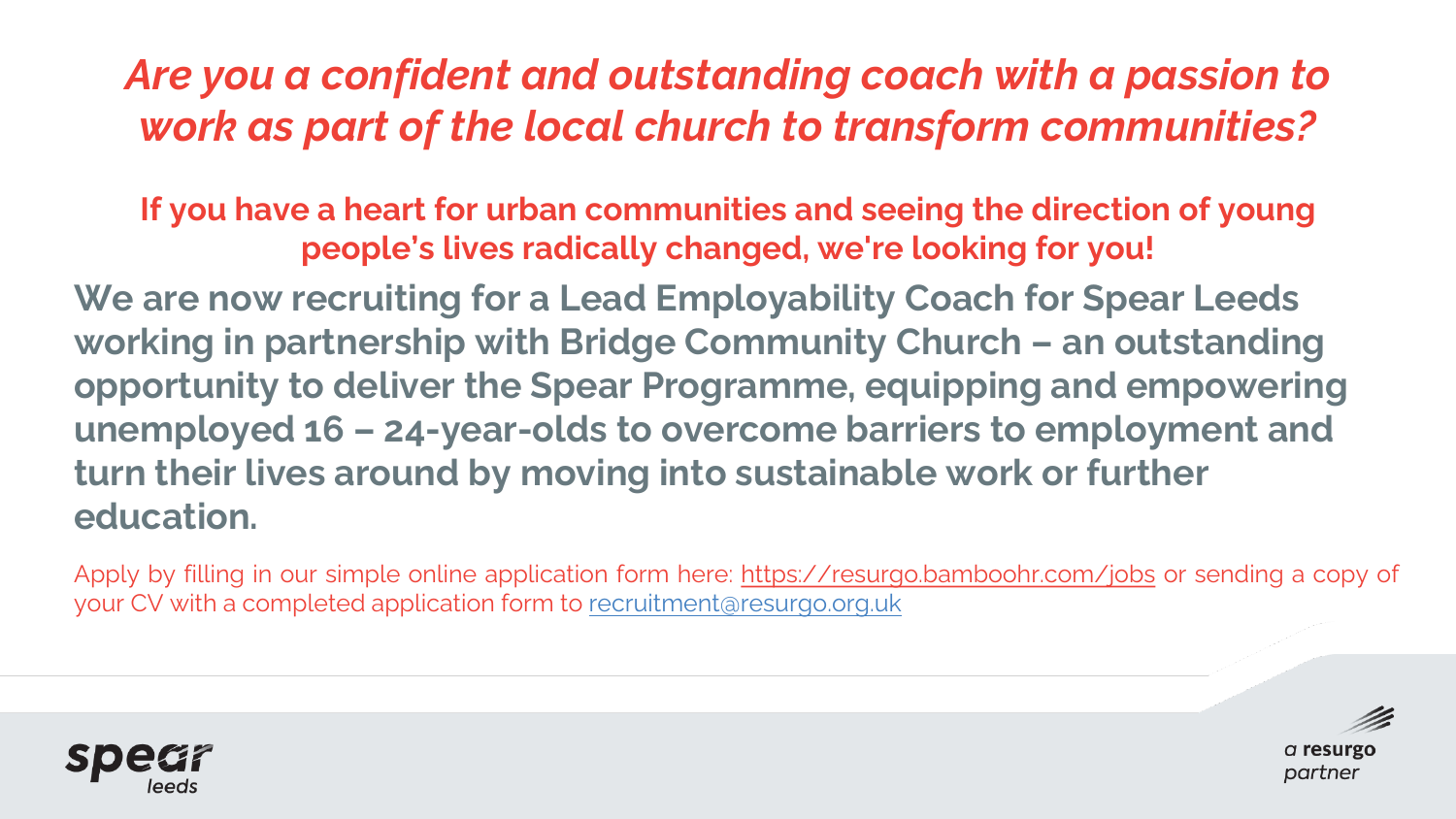## *Are you a confident and outstanding coach with a passion to work as part of the local church to transform communities?*

**If you have a heart for urban communities and seeing the direction of young people's lives radically changed, we're looking for you!**

**We are now recruiting for a Lead Employability Coach for Spear Leeds working in partnership with Bridge Community Church – an outstanding opportunity to deliver the Spear Programme, equipping and empowering unemployed 16 – 24-year-olds to overcome barriers to employment and turn their lives around by moving into sustainable work or further education.**

Apply by filling in our simple online application form here: https://resurgo.bamboohr.com/jobs or sending a copy of your CV with a completed application form to recruitment@resurgo.org.uk

spear leeds

a **resurgo** partner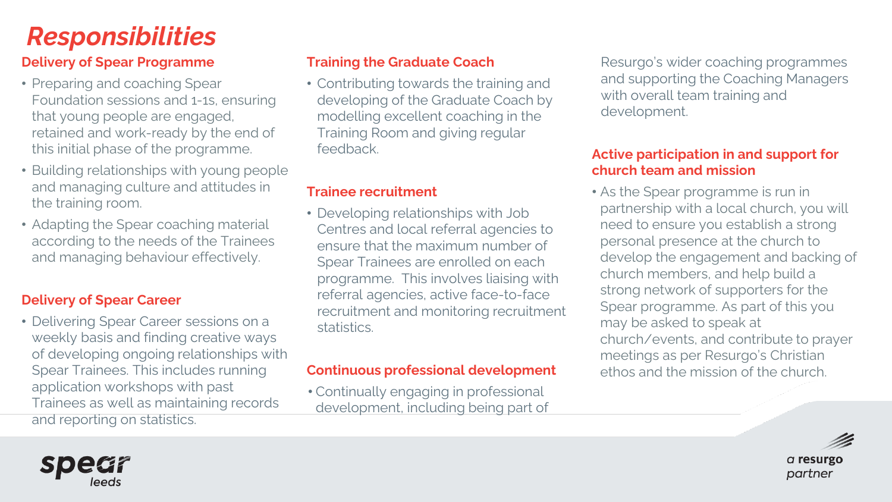# Responsibilities

## Delivery of Spear Programme

- Preparing and coaching Spear Foundation sessions and 1-1s, ensuring that young people are engaged, retained and work-ready by the end of this initial phase of the programme.
- Building relationships with young people and managing culture and attitudes in the training room.
- Adapting the Spear coaching material according to the needs of the Trainees and managing behaviour effectively.

## Delivery of Spear Career

- Delivering Spear Career sessions on a weekly basis and finding creative ways of developing ongoing relationships with Spear Trainees. This includes running application workshops with past Trainees as well as maintaining records and reporting on statistics.

## Training the Graduate Coach

- Contributing towards the training and developing of the Graduate Coach by modelling excellent coaching in the Training Room and giving regular feedback.

## Trainee recruitment

- Developing relationships with Job Centres and local referral agencies to ensure that the maximum number of Spear Trainees are enrolled on each programme. This involves liaising with referral agencies, active face-to-face recruitment and monitoring recruitment statistics.

## Continuous professional development

- Continually engaging in professional development, including being part of Resurgo's wider coaching programmes and supporting the Coaching Managers with overall team training and development.

## Active participation in and support for church team and mission

- As the Spear programme is run in partnership with a local church, you will need to ensure you establish a strong personal presence at the church to develop the engagement and backing of church members, and help build a strong network of supporters for the Spear programme. As part of this you may be asked to speak at church/events, and contribute to prayer meetings as per Resurgo's Christian ethos and the mission of the church.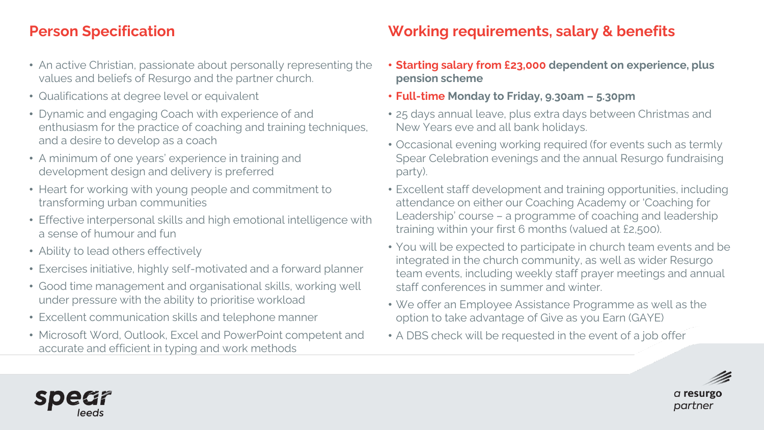## Person Specification

- An active Christian, passionate about personally representing the values and beliefs of Resurgo and the partner church.
- Qualifications at degree level or equivalent
- Dynamic and engaging Coach with experience of and enthusiasm for the practice of coaching and training techniques, and a desire to develop as a coach
- A minimum of one years' experience in training and development design and delivery is preferred
- Heart for working with young people and commitment to transforming urban communities
- Effective interpersonal skills and high emotional intelligence with a sense of humour and fun
- Ability to lead others effectively
- Exercises initiative, highly self-motivated and a forward planner
- Good time management and organisational skills, working well under pressure with the ability to prioritise workload
- Excellent communication skills and telephone manner
- Microsoft Word, Outlook, Excel and PowerPoint competent and accurate and efficient in typing and work methods

## Working requirements, salary & benefits

- **Starting salary from £23,000 dependent on experience, plus pension scheme**
- **Full-time Monday to Friday, 9.30am – 5.30pm**
- 25 days annual leave, plus extra days between Christmas and New Years eve and all bank holidays.
- Occasional evening working required (for events such as termly Spear Celebration evenings and the annual Resurgo fundraising party).
- Excellent staff development and training opportunities, including attendance on either our Coaching Academy or 'Coaching for Leadership' course – a programme of coaching and leadership training within your first 6 months (valued at £2,500).
- You will be expected to participate in church team events and be integrated in the church community, as well as wider Resurgo team events, including weekly staff prayer meetings and annual staff conferences in summer and winter.
- We offer an Employee Assistance Programme as well as the option to take advantage of Give as you Earn (GAYE)
- A DBS check will be requested in the event of a job offer

spear leeds

a resurgo partner